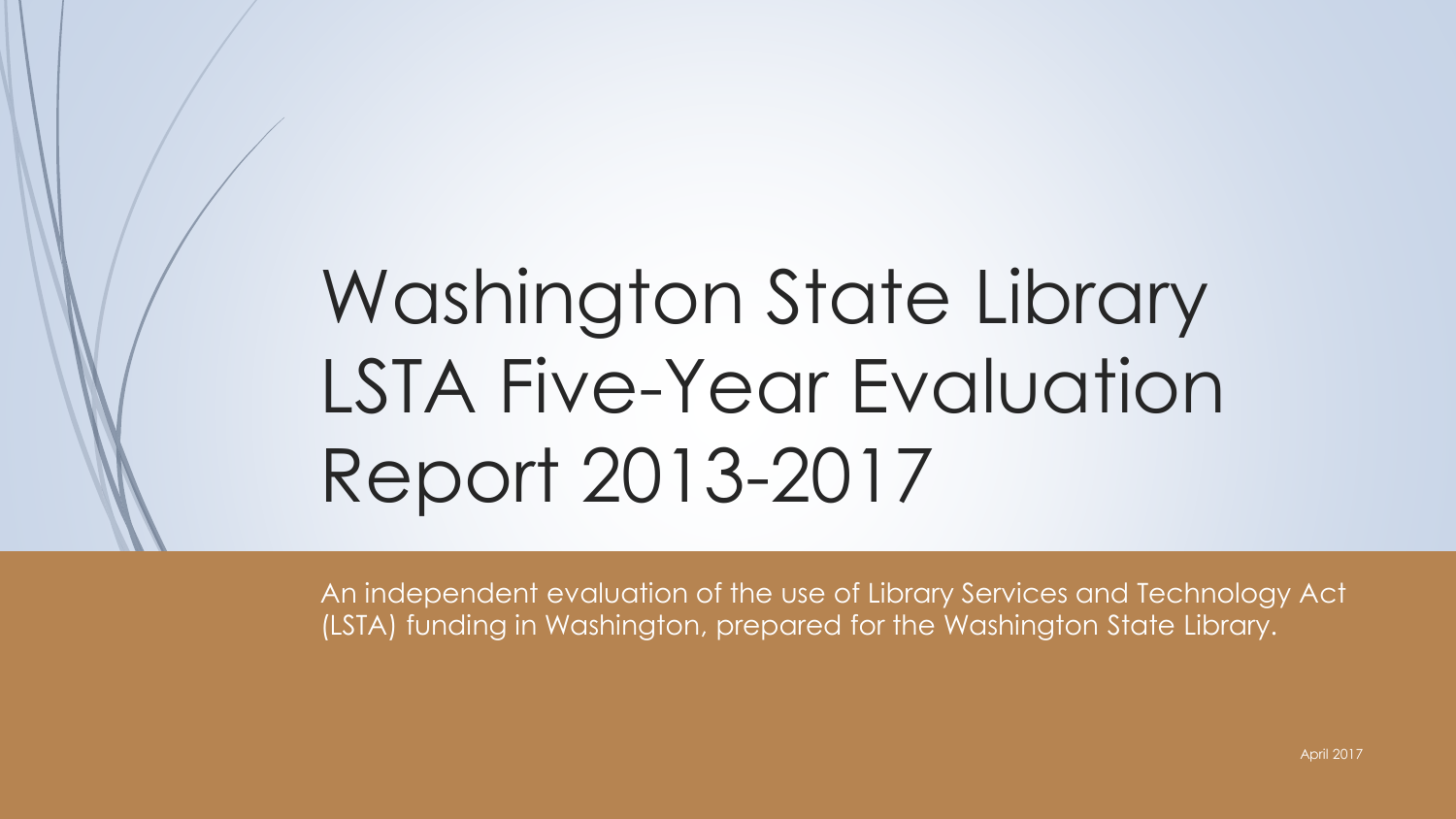# Washington State Library LSTA Five-Year Evaluation Report 2013-2017

An independent evaluation of the use of Library Services and Technology Act (LSTA) funding in Washington, prepared for the Washington State Library.

April 2017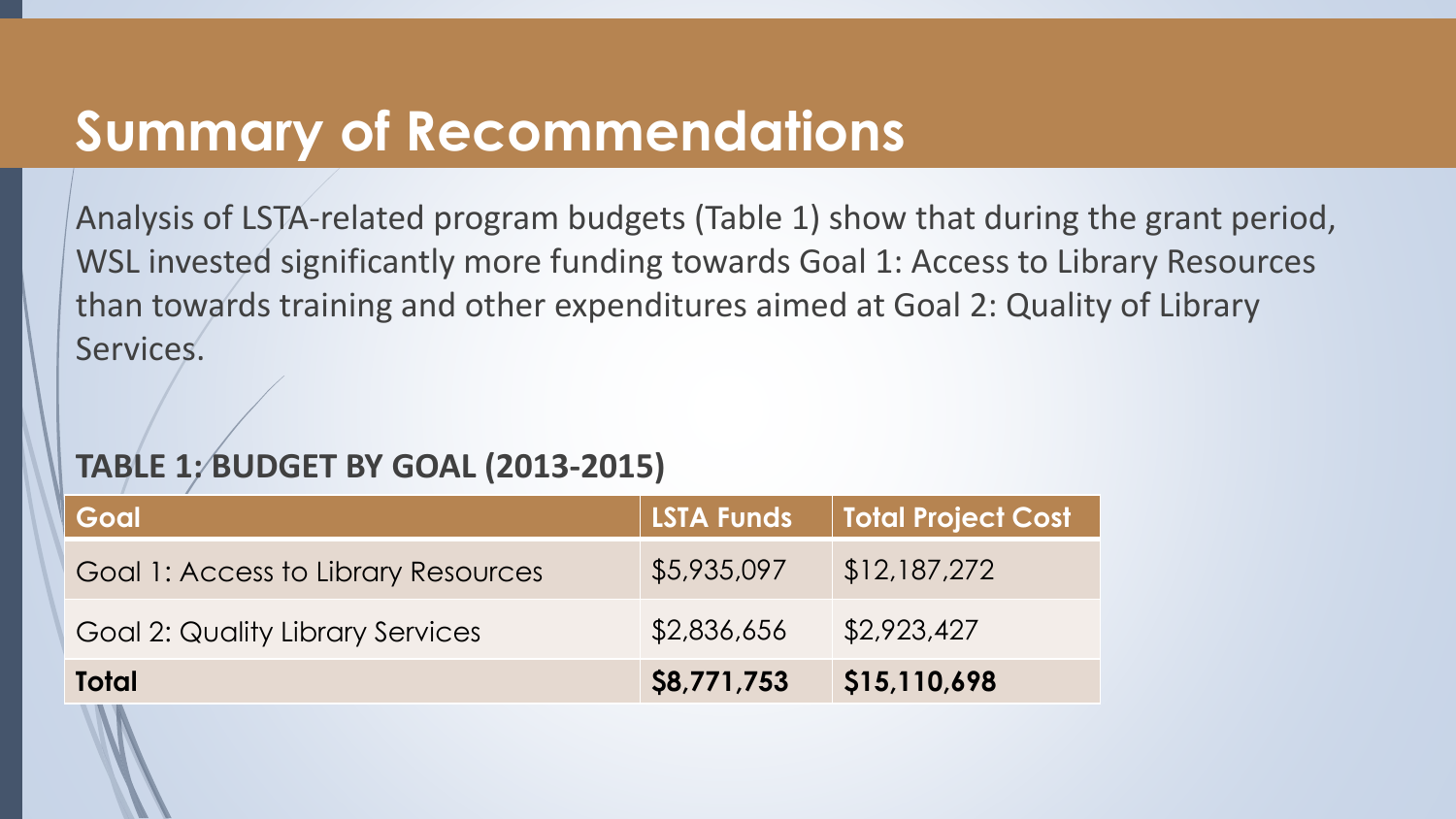# Summary of Recommendations

Analysis of LSTA-related program budgets (Table 1) show that during the grant period, WSL invested significantly more funding towards Goal 1: Access to Library Resources than towards training and other expenditures aimed at Goal 2: Quality of Library Services.

**TABLE 1: BUDGET BY GOAL (2013-2015)**

| Goal | LSTA Funds | Total Project Cost |
| --- | --- | --- |
| Goal 1: Access to Library Resources | $5,935,097 | $12,187,272 |
| Goal 2: Quality Library Services | $2,836,656 | $2,923,427 |
| **Total** | **$8,771,753** | **$15,110,698** |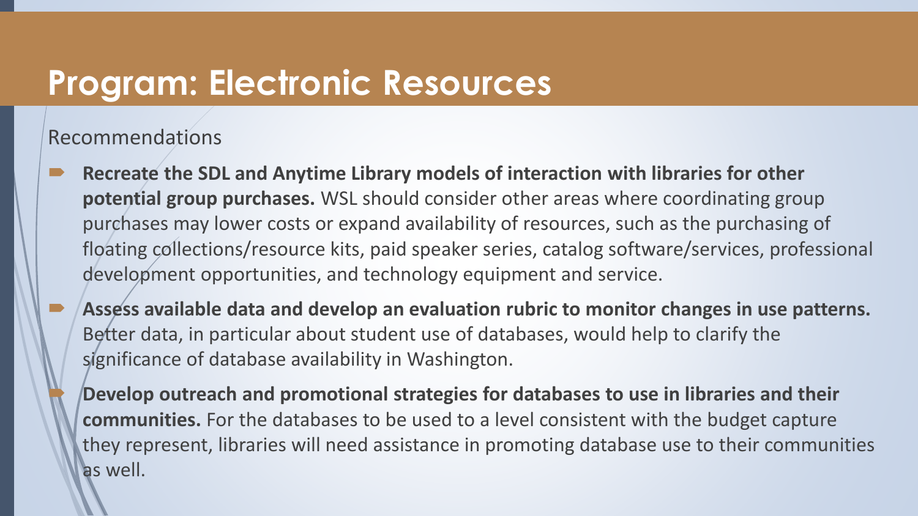# Program: Electronic Resources

Recommendations

- **Recreate the SDL and Anytime Library models of interaction with libraries for other potential group purchases.** WSL should consider other areas where coordinating group purchases may lower costs or expand availability of resources, such as the purchasing of floating collections/resource kits, paid speaker series, catalog software/services, professional development opportunities, and technology equipment and service.
- **Assess available data and develop an evaluation rubric to monitor changes in use patterns.** Better data, in particular about student use of databases, would help to clarify the significance of database availability in Washington.
- **Develop outreach and promotional strategies for databases to use in libraries and their communities.** For the databases to be used to a level consistent with the budget capture they represent, libraries will need assistance in promoting database use to their communities as well.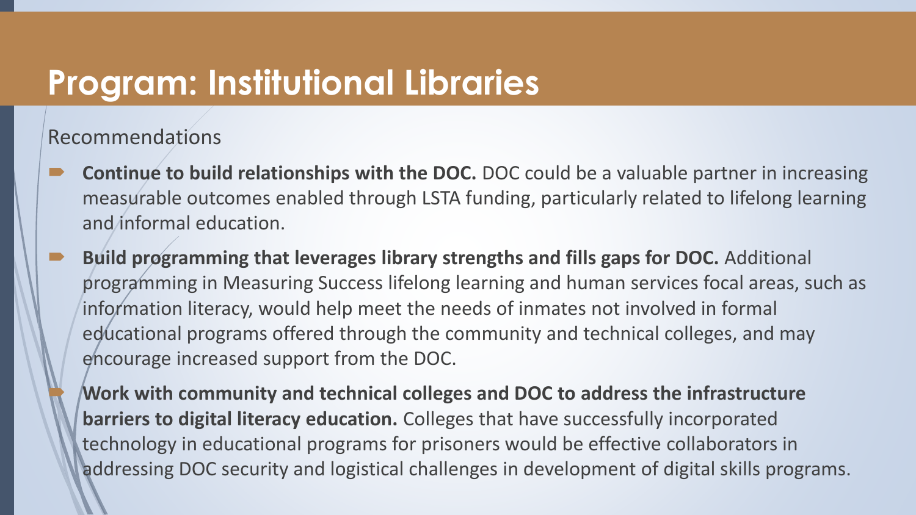# Program: Institutional Libraries

Recommendations

- **Continue to build relationships with the DOC.** DOC could be a valuable partner in increasing measurable outcomes enabled through LSTA funding, particularly related to lifelong learning and informal education.
- **Build programming that leverages library strengths and fills gaps for DOC.** Additional programming in Measuring Success lifelong learning and human services focal areas, such as information literacy, would help meet the needs of inmates not involved in formal educational programs offered through the community and technical colleges, and may encourage increased support from the DOC.
- **Work with community and technical colleges and DOC to address the infrastructure barriers to digital literacy education.** Colleges that have successfully incorporated technology in educational programs for prisoners would be effective collaborators in addressing DOC security and logistical challenges in development of digital skills programs.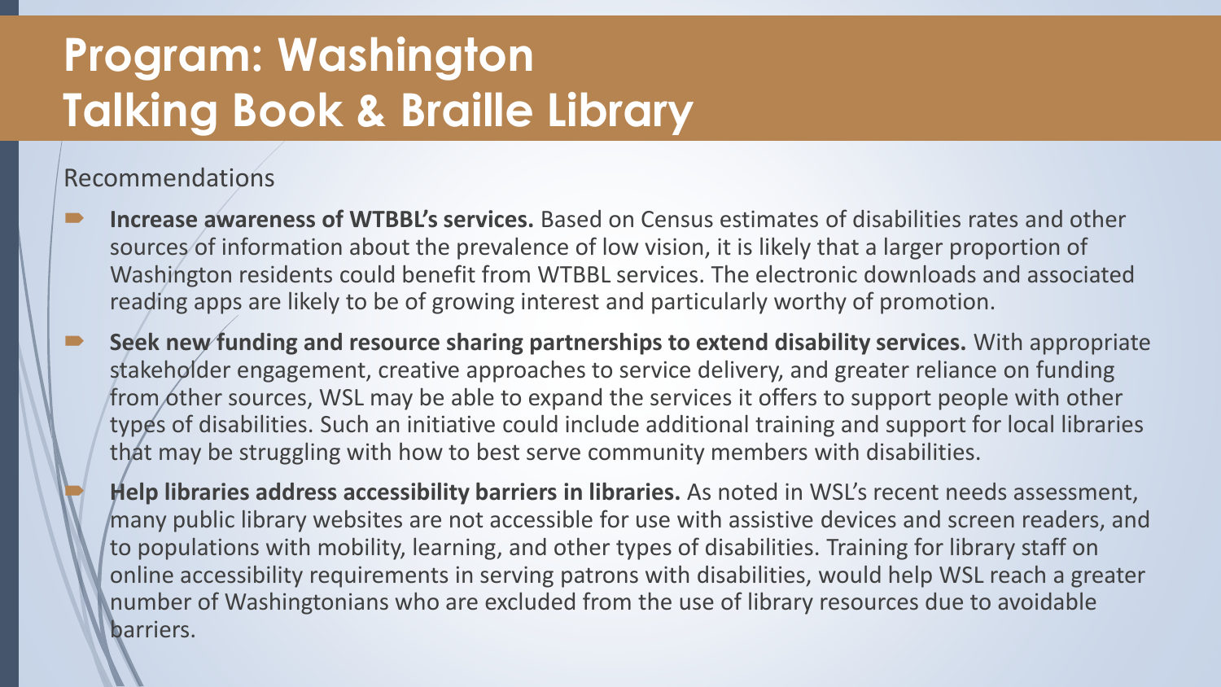# Program: Washington Talking Book & Braille Library

Recommendations

- **Increase awareness of WTBBL's services.** Based on Census estimates of disabilities rates and other sources of information about the prevalence of low vision, it is likely that a larger proportion of Washington residents could benefit from WTBBL services. The electronic downloads and associated reading apps are likely to be of growing interest and particularly worthy of promotion.
- **Seek new funding and resource sharing partnerships to extend disability services.** With appropriate stakeholder engagement, creative approaches to service delivery, and greater reliance on funding from other sources, WSL may be able to expand the services it offers to support people with other types of disabilities. Such an initiative could include additional training and support for local libraries that may be struggling with how to best serve community members with disabilities.
- **Help libraries address accessibility barriers in libraries.** As noted in WSL's recent needs assessment, many public library websites are not accessible for use with assistive devices and screen readers, and to populations with mobility, learning, and other types of disabilities. Training for library staff on online accessibility requirements in serving patrons with disabilities, would help WSL reach a greater number of Washingtonians who are excluded from the use of library resources due to avoidable barriers.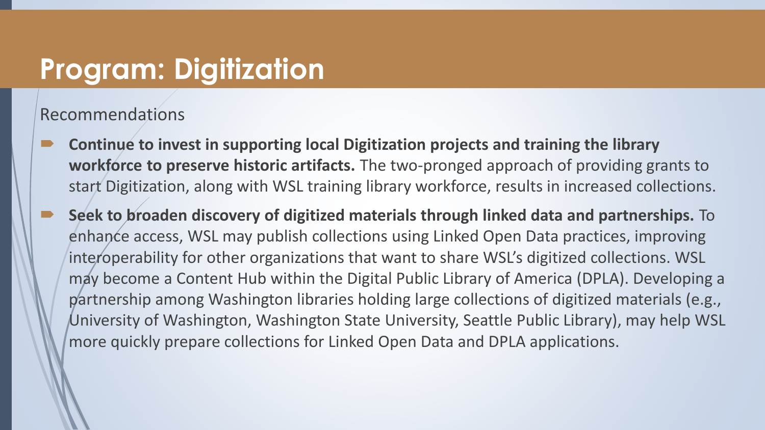# Program: Digitization

Recommendations

- **Continue to invest in supporting local Digitization projects and training the library workforce to preserve historic artifacts.** The two-pronged approach of providing grants to start Digitization, along with WSL training library workforce, results in increased collections.
- **Seek to broaden discovery of digitized materials through linked data and partnerships.** To enhance access, WSL may publish collections using Linked Open Data practices, improving interoperability for other organizations that want to share WSL's digitized collections. WSL may become a Content Hub within the Digital Public Library of America (DPLA). Developing a partnership among Washington libraries holding large collections of digitized materials (e.g., University of Washington, Washington State University, Seattle Public Library), may help WSL more quickly prepare collections for Linked Open Data and DPLA applications.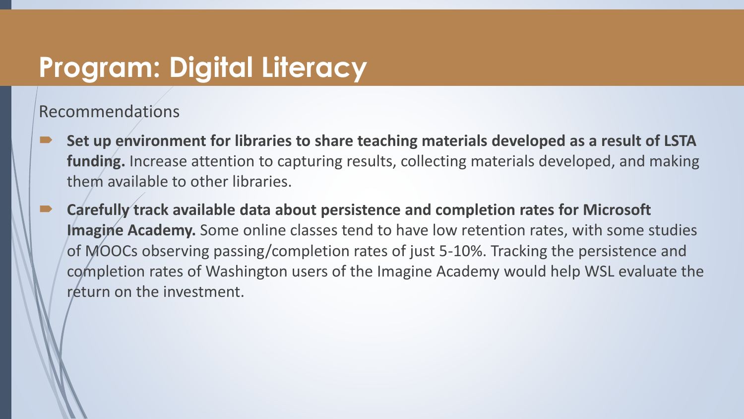# Program: Digital Literacy

Recommendations

- **Set up environment for libraries to share teaching materials developed as a result of LSTA funding.** Increase attention to capturing results, collecting materials developed, and making them available to other libraries.
- **Carefully track available data about persistence and completion rates for Microsoft Imagine Academy.** Some online classes tend to have low retention rates, with some studies of MOOCs observing passing/completion rates of just 5-10%. Tracking the persistence and completion rates of Washington users of the Imagine Academy would help WSL evaluate the return on the investment.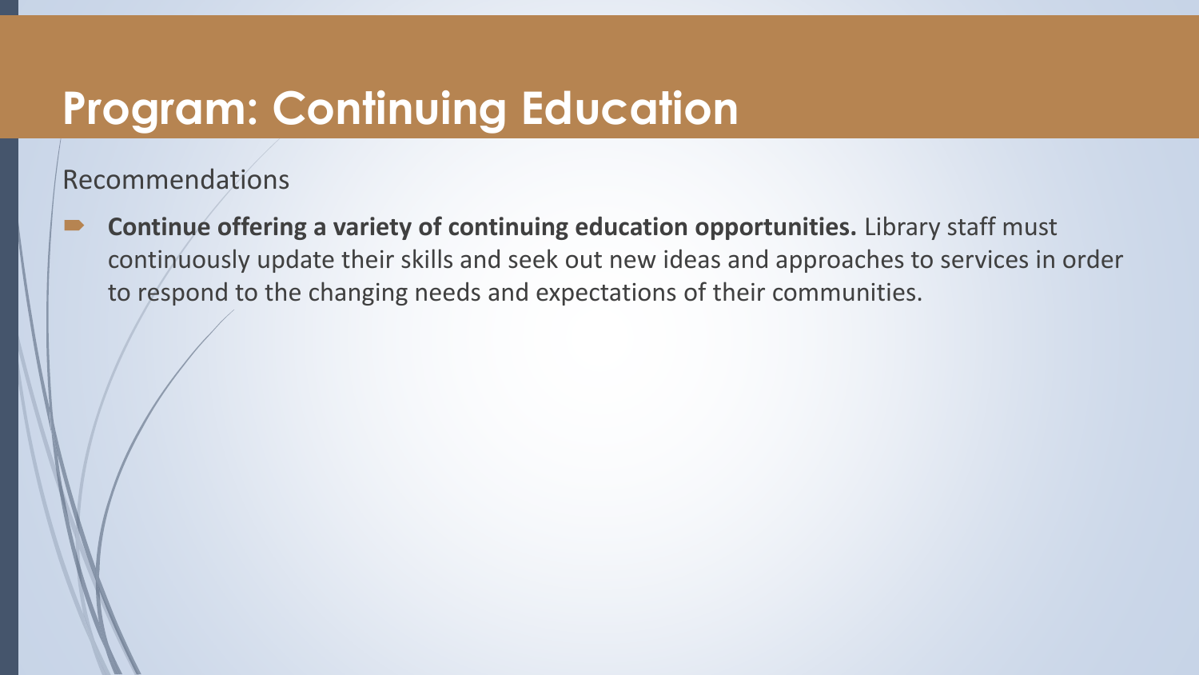# Program: Continuing Education

Recommendations

- **Continue offering a variety of continuing education opportunities.** Library staff must continuously update their skills and seek out new ideas and approaches to services in order to respond to the changing needs and expectations of their communities.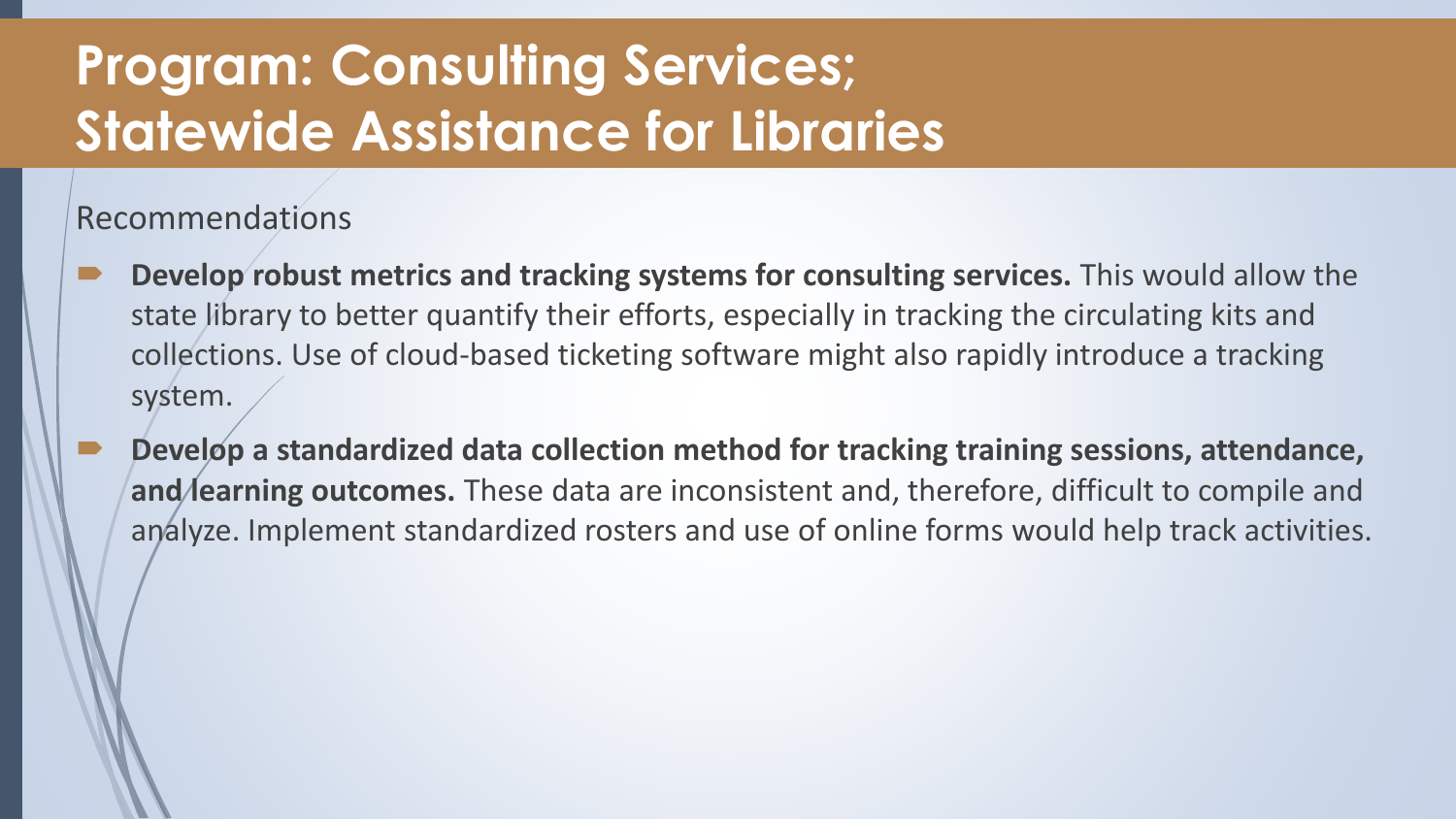# Program: Consulting Services; Statewide Assistance for Libraries

Recommendations

- **Develop robust metrics and tracking systems for consulting services.** This would allow the state library to better quantify their efforts, especially in tracking the circulating kits and collections. Use of cloud-based ticketing software might also rapidly introduce a tracking system.
- **Develop a standardized data collection method for tracking training sessions, attendance, and learning outcomes.** These data are inconsistent and, therefore, difficult to compile and analyze. Implement standardized rosters and use of online forms would help track activities.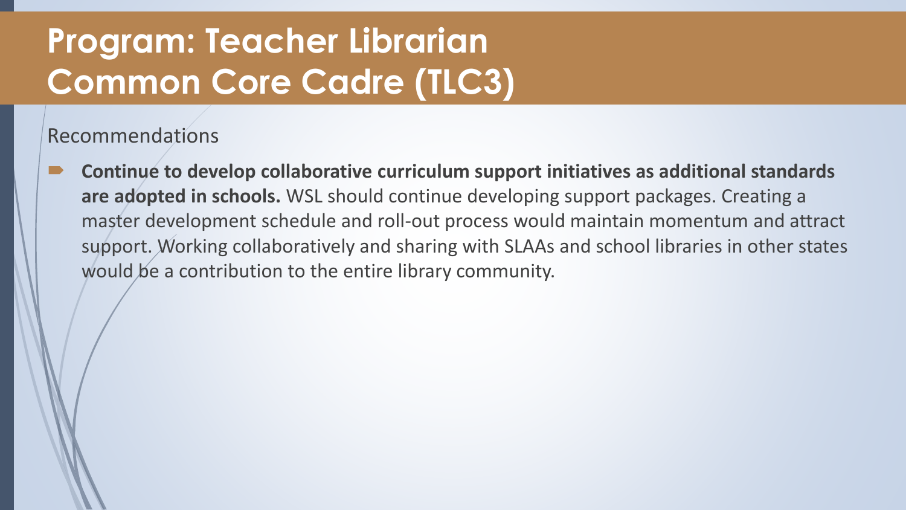# Program: Teacher Librarian Common Core Cadre (TLC3)

Recommendations

- **Continue to develop collaborative curriculum support initiatives as additional standards are adopted in schools.** WSL should continue developing support packages. Creating a master development schedule and roll-out process would maintain momentum and attract support. Working collaboratively and sharing with SLAAs and school libraries in other states would be a contribution to the entire library community.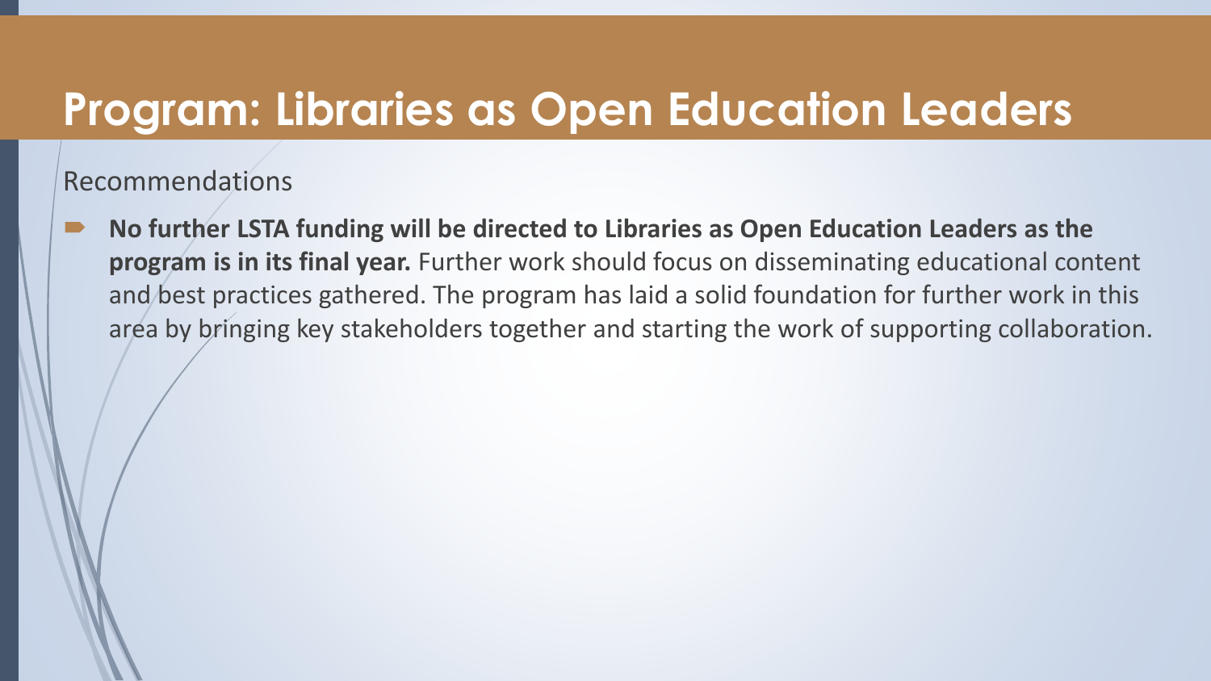# Program: Libraries as Open Education Leaders

Recommendations

- **No further LSTA funding will be directed to Libraries as Open Education Leaders as the program is in its final year.** Further work should focus on disseminating educational content and best practices gathered. The program has laid a solid foundation for further work in this area by bringing key stakeholders together and starting the work of supporting collaboration.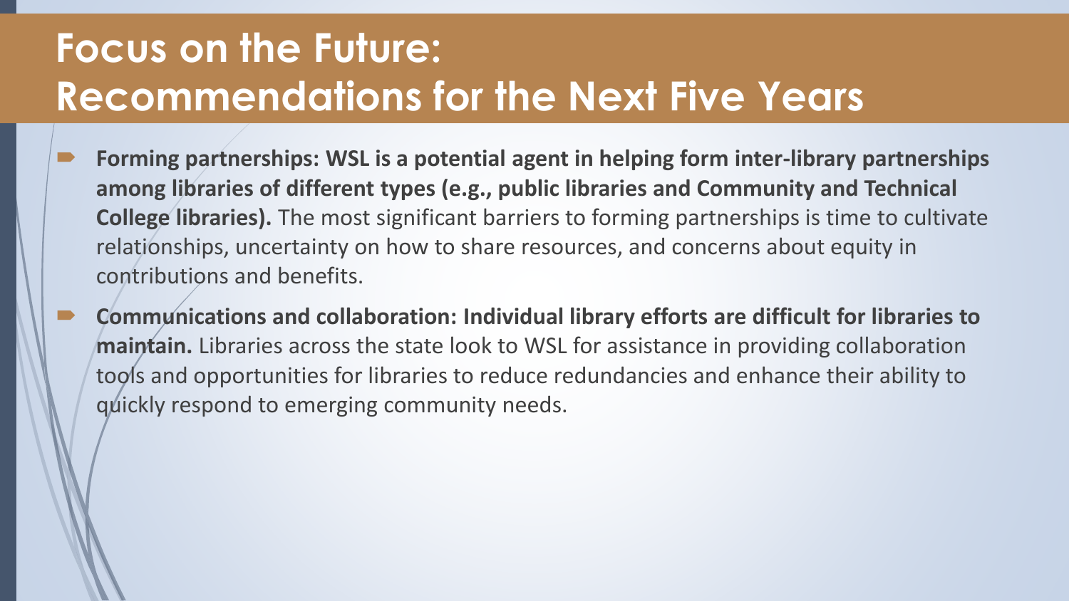# Focus on the Future: Recommendations for the Next Five Years

- **Forming partnerships: WSL is a potential agent in helping form inter-library partnerships among libraries of different types (e.g., public libraries and Community and Technical College libraries).** The most significant barriers to forming partnerships is time to cultivate relationships, uncertainty on how to share resources, and concerns about equity in contributions and benefits.
- **Communications and collaboration: Individual library efforts are difficult for libraries to maintain.** Libraries across the state look to WSL for assistance in providing collaboration tools and opportunities for libraries to reduce redundancies and enhance their ability to quickly respond to emerging community needs.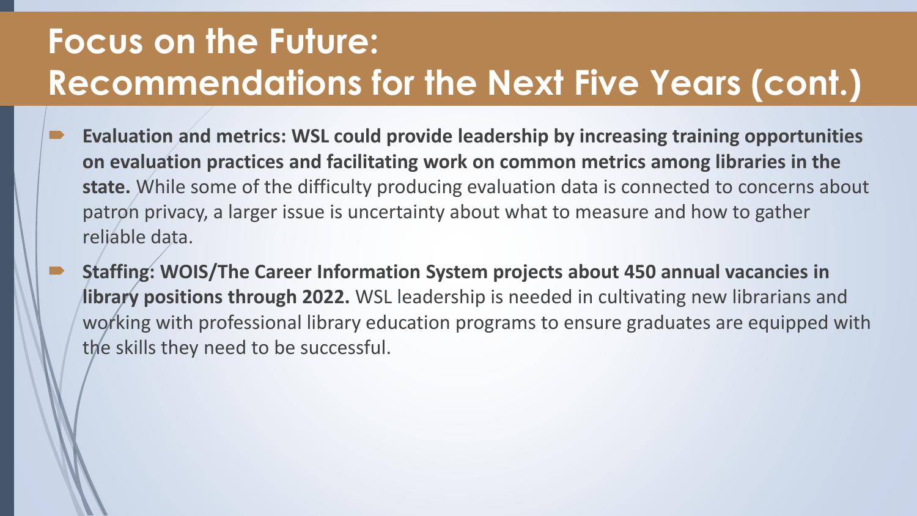# Focus on the Future: Recommendations for the Next Five Years (cont.)

- **Evaluation and metrics: WSL could provide leadership by increasing training opportunities on evaluation practices and facilitating work on common metrics among libraries in the state.** While some of the difficulty producing evaluation data is connected to concerns about patron privacy, a larger issue is uncertainty about what to measure and how to gather reliable data.
- **Staffing: WOIS/The Career Information System projects about 450 annual vacancies in library positions through 2022.** WSL leadership is needed in cultivating new librarians and working with professional library education programs to ensure graduates are equipped with the skills they need to be successful.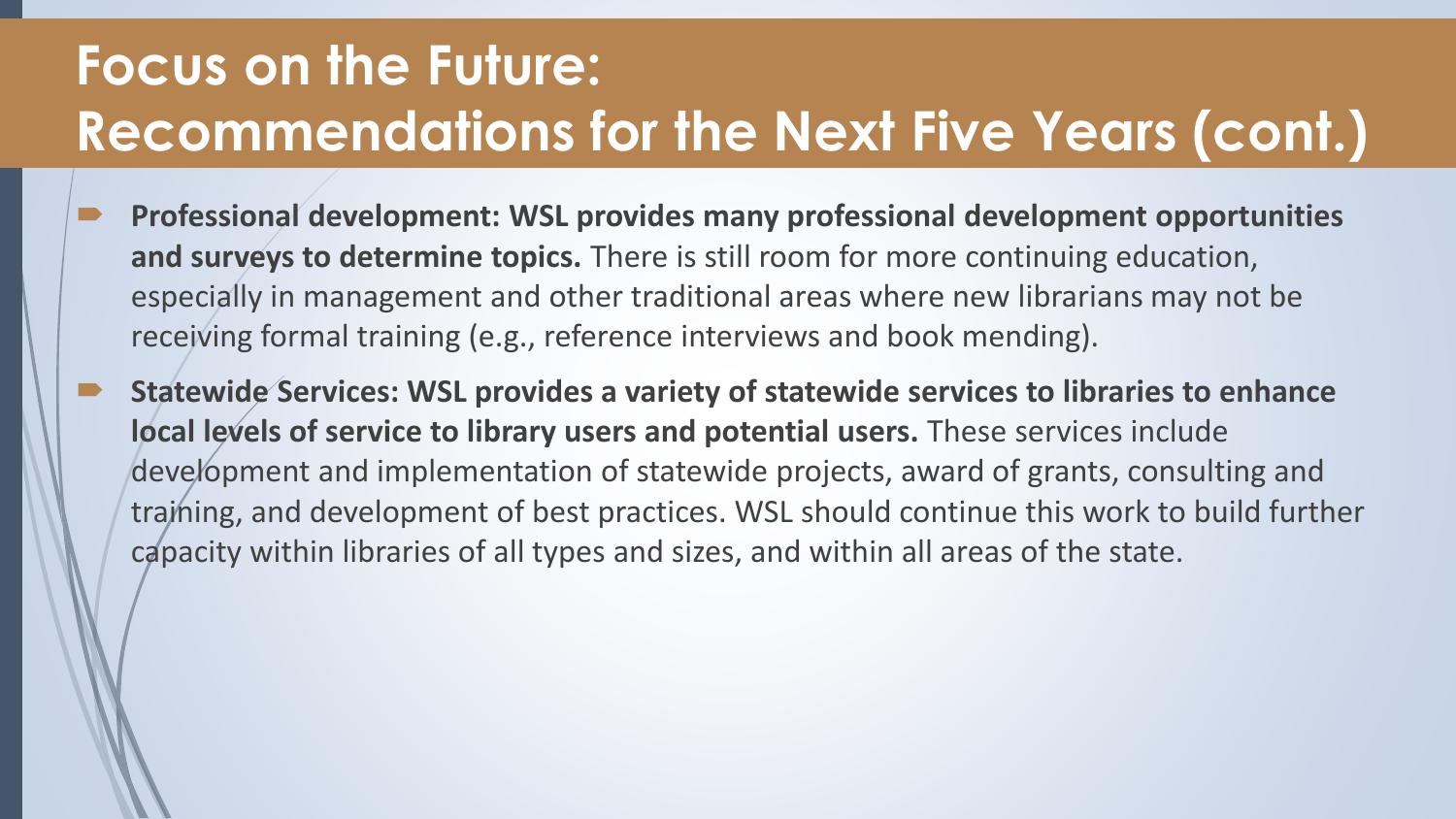# Focus on the Future: Recommendations for the Next Five Years (cont.)

- **Professional development: WSL provides many professional development opportunities and surveys to determine topics.** There is still room for more continuing education, especially in management and other traditional areas where new librarians may not be receiving formal training (e.g., reference interviews and book mending).
- **Statewide Services: WSL provides a variety of statewide services to libraries to enhance local levels of service to library users and potential users.** These services include development and implementation of statewide projects, award of grants, consulting and training, and development of best practices. WSL should continue this work to build further capacity within libraries of all types and sizes, and within all areas of the state.